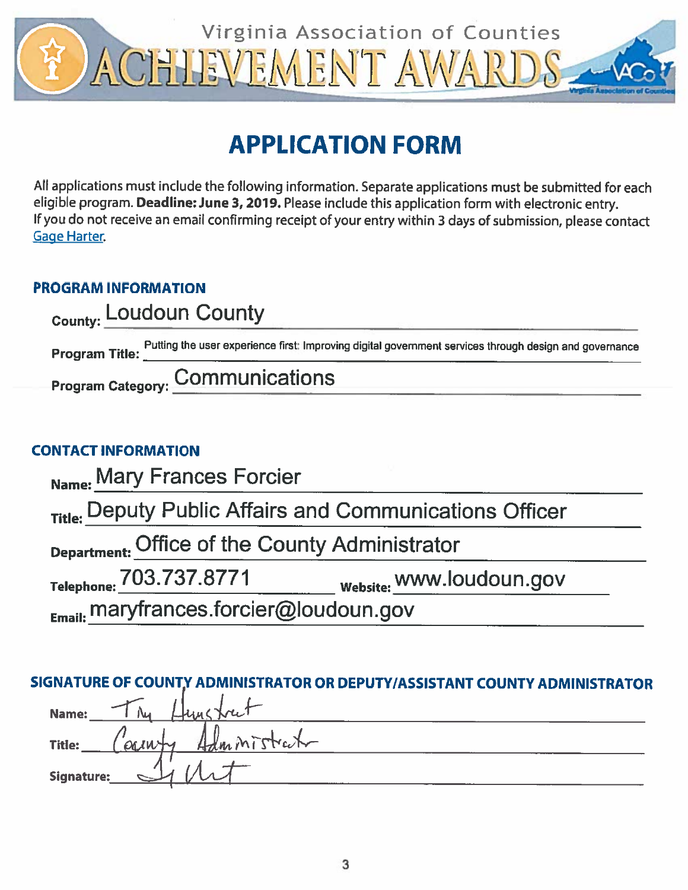# Virginia Association of Counties ACHIEVEMENT AWARDS

## APPLICATION FORM

All applications must include the following information. Separate applications must be submitted for each eligible program. **Deadline: June 3, 2019.** Please include this application form with electronic entry. If you do not receive an email confirming receipt of your entry within 3 days of submission, please contact Gage Harter.

### PROGRAM INFORMATION

**County:** Loudoun County

**Program Title:** Putting the user experience first: Improving digital government services through design and governance

**Program Category:** Communications

### CONTACT INFORMATION

**Name:** Mary Frances Forcier

**Title:** Deputy Public Affairs and Communications Officer

**Department:** Office of the County Administrator

**Telephone:** 703.737.8771 **Website:** www.loudoun.gov

**Email:** maryfrances.forcier@loudoun.gov

### SIGNATURE OF COUNTY ADMINISTRATOR OR DEPUTY/ASSISTANT COUNTY ADMINISTRATOR

**Name:** Tim Hemstreet

**Title:** County Administrator

**Signature:** [signature]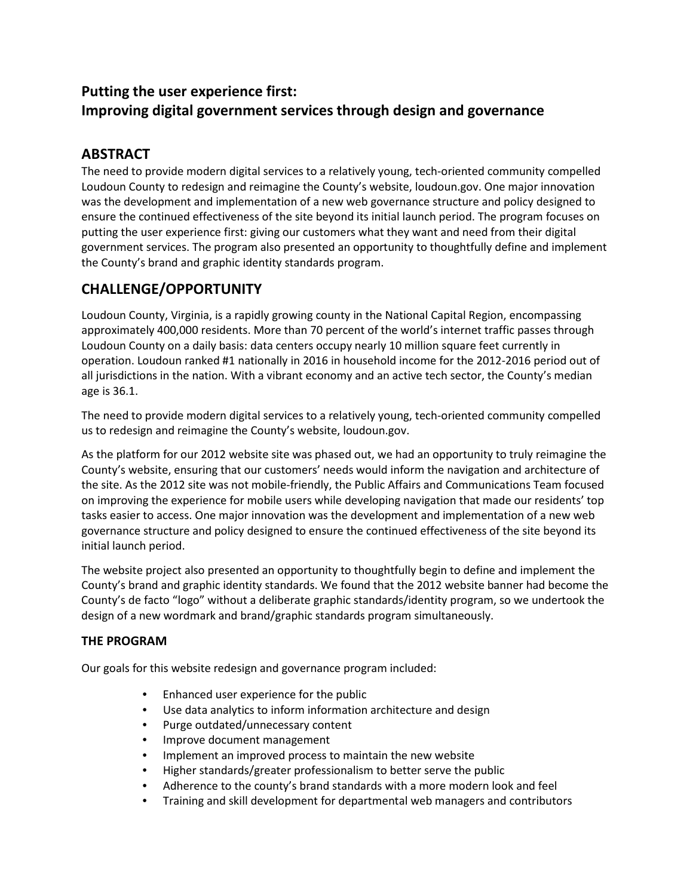# Putting the user experience first: Improving digital government services through design and governance

## ABSTRACT

The need to provide modern digital services to a relatively young, tech-oriented community compelled Loudoun County to redesign and reimagine the County's website, loudoun.gov. One major innovation was the development and implementation of a new web governance structure and policy designed to ensure the continued effectiveness of the site beyond its initial launch period. The program focuses on putting the user experience first: giving our customers what they want and need from their digital government services. The program also presented an opportunity to thoughtfully define and implement the County's brand and graphic identity standards program.

## CHALLENGE/OPPORTUNITY

Loudoun County, Virginia, is a rapidly growing county in the National Capital Region, encompassing approximately 400,000 residents. More than 70 percent of the world's internet traffic passes through Loudoun County on a daily basis: data centers occupy nearly 10 million square feet currently in operation. Loudoun ranked #1 nationally in 2016 in household income for the 2012-2016 period out of all jurisdictions in the nation. With a vibrant economy and an active tech sector, the County's median age is 36.1.

The need to provide modern digital services to a relatively young, tech-oriented community compelled us to redesign and reimagine the County's website, loudoun.gov.

As the platform for our 2012 website site was phased out, we had an opportunity to truly reimagine the County's website, ensuring that our customers' needs would inform the navigation and architecture of the site. As the 2012 site was not mobile-friendly, the Public Affairs and Communications Team focused on improving the experience for mobile users while developing navigation that made our residents' top tasks easier to access. One major innovation was the development and implementation of a new web governance structure and policy designed to ensure the continued effectiveness of the site beyond its initial launch period.

The website project also presented an opportunity to thoughtfully begin to define and implement the County's brand and graphic identity standards. We found that the 2012 website banner had become the County's de facto "logo" without a deliberate graphic standards/identity program, so we undertook the design of a new wordmark and brand/graphic standards program simultaneously.

### THE PROGRAM

Our goals for this website redesign and governance program included:

- Enhanced user experience for the public
- Use data analytics to inform information architecture and design
- Purge outdated/unnecessary content
- Improve document management
- Implement an improved process to maintain the new website
- Higher standards/greater professionalism to better serve the public
- Adherence to the county's brand standards with a more modern look and feel
- Training and skill development for departmental web managers and contributors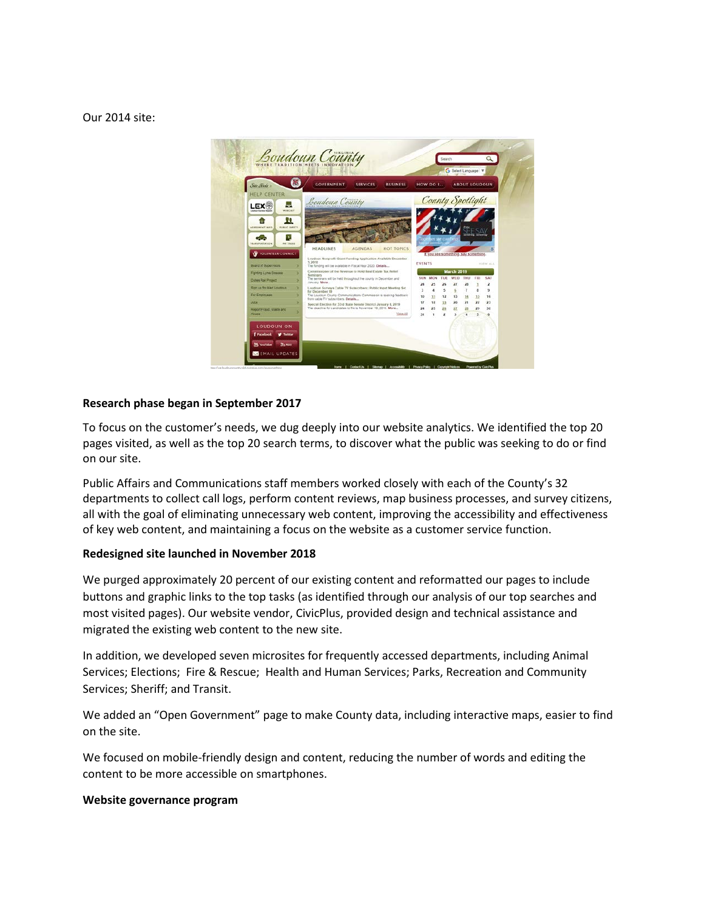Our 2014 site:

**Research phase began in September 2017**

To focus on the customer's needs, we dug deeply into our website analytics. We identified the top 20 pages visited, as well as the top 20 search terms, to discover what the public was seeking to do or find on our site.

Public Affairs and Communications staff members worked closely with each of the County's 32 departments to collect call logs, perform content reviews, map business processes, and survey citizens, all with the goal of eliminating unnecessary web content, improving the accessibility and effectiveness of key web content, and maintaining a focus on the website as a customer service function.

**Redesigned site launched in November 2018**

We purged approximately 20 percent of our existing content and reformatted our pages to include buttons and graphic links to the top tasks (as identified through our analysis of our top searches and most visited pages). Our website vendor, CivicPlus, provided design and technical assistance and migrated the existing web content to the new site.

In addition, we developed seven microsites for frequently accessed departments, including Animal Services; Elections; Fire & Rescue; Health and Human Services; Parks, Recreation and Community Services; Sheriff; and Transit.

We added an "Open Government" page to make County data, including interactive maps, easier to find on the site.

We focused on mobile-friendly design and content, reducing the number of words and editing the content to be more accessible on smartphones.

**Website governance program**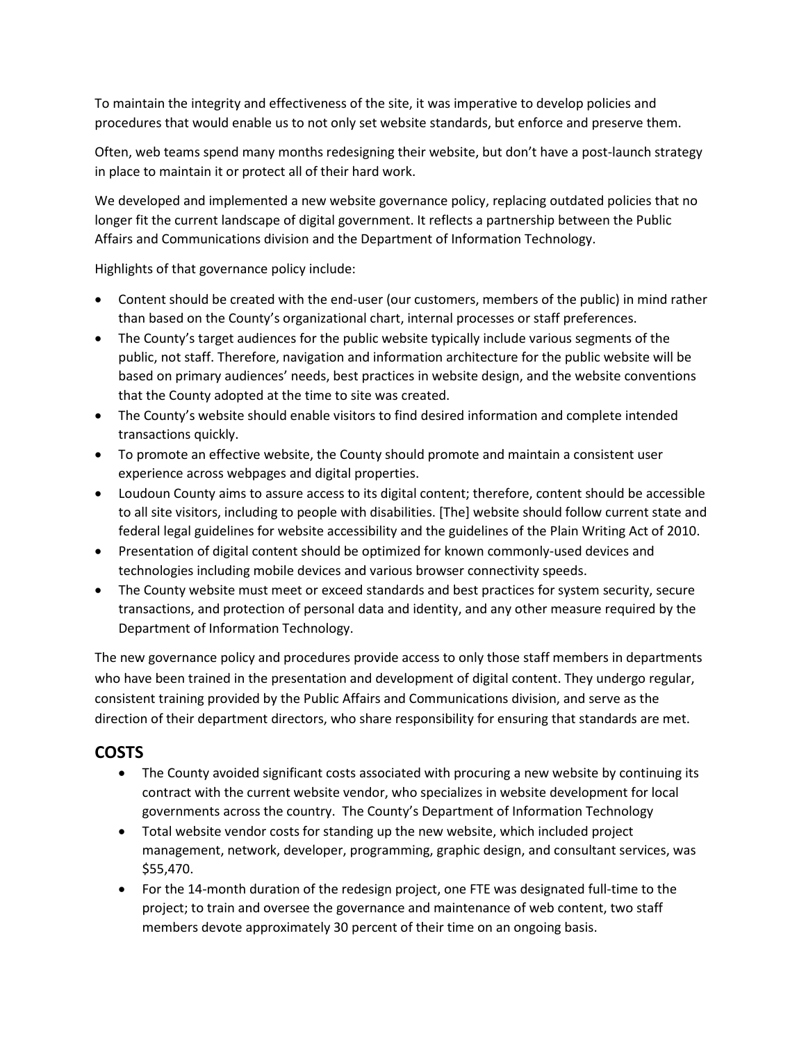To maintain the integrity and effectiveness of the site, it was imperative to develop policies and procedures that would enable us to not only set website standards, but enforce and preserve them.

Often, web teams spend many months redesigning their website, but don't have a post-launch strategy in place to maintain it or protect all of their hard work.

We developed and implemented a new website governance policy, replacing outdated policies that no longer fit the current landscape of digital government. It reflects a partnership between the Public Affairs and Communications division and the Department of Information Technology.

Highlights of that governance policy include:

- Content should be created with the end-user (our customers, members of the public) in mind rather than based on the County's organizational chart, internal processes or staff preferences.
- The County's target audiences for the public website typically include various segments of the public, not staff. Therefore, navigation and information architecture for the public website will be based on primary audiences' needs, best practices in website design, and the website conventions that the County adopted at the time to site was created.
- The County's website should enable visitors to find desired information and complete intended transactions quickly.
- To promote an effective website, the County should promote and maintain a consistent user experience across webpages and digital properties.
- Loudoun County aims to assure access to its digital content; therefore, content should be accessible to all site visitors, including to people with disabilities. [The] website should follow current state and federal legal guidelines for website accessibility and the guidelines of the Plain Writing Act of 2010.
- Presentation of digital content should be optimized for known commonly-used devices and technologies including mobile devices and various browser connectivity speeds.
- The County website must meet or exceed standards and best practices for system security, secure transactions, and protection of personal data and identity, and any other measure required by the Department of Information Technology.

The new governance policy and procedures provide access to only those staff members in departments who have been trained in the presentation and development of digital content. They undergo regular, consistent training provided by the Public Affairs and Communications division, and serve as the direction of their department directors, who share responsibility for ensuring that standards are met.

## COSTS

- The County avoided significant costs associated with procuring a new website by continuing its contract with the current website vendor, who specializes in website development for local governments across the country. The County's Department of Information Technology
- Total website vendor costs for standing up the new website, which included project management, network, developer, programming, graphic design, and consultant services, was $55,470.
- For the 14-month duration of the redesign project, one FTE was designated full-time to the project; to train and oversee the governance and maintenance of web content, two staff members devote approximately 30 percent of their time on an ongoing basis.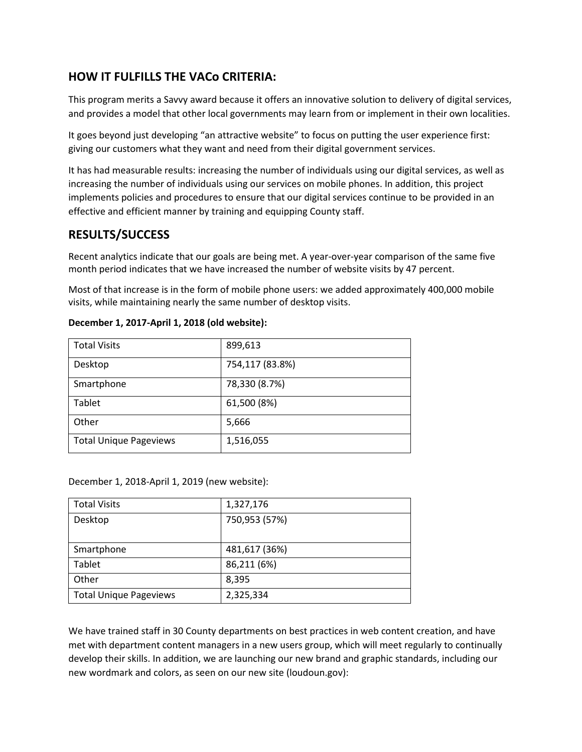## HOW IT FULFILLS THE VACo CRITERIA:

This program merits a Savvy award because it offers an innovative solution to delivery of digital services, and provides a model that other local governments may learn from or implement in their own localities.

It goes beyond just developing "an attractive website" to focus on putting the user experience first: giving our customers what they want and need from their digital government services.

It has had measurable results: increasing the number of individuals using our digital services, as well as increasing the number of individuals using our services on mobile phones. In addition, this project implements policies and procedures to ensure that our digital services continue to be provided in an effective and efficient manner by training and equipping County staff.

## RESULTS/SUCCESS

Recent analytics indicate that our goals are being met. A year-over-year comparison of the same five month period indicates that we have increased the number of website visits by 47 percent.

Most of that increase is in the form of mobile phone users: we added approximately 400,000 mobile visits, while maintaining nearly the same number of desktop visits.

**December 1, 2017-April 1, 2018 (old website):**

| Total Visits | 899,613 |
|---|---|
| Desktop | 754,117 (83.8%) |
| Smartphone | 78,330 (8.7%) |
| Tablet | 61,500 (8%) |
| Other | 5,666 |
| Total Unique Pageviews | 1,516,055 |

December 1, 2018-April 1, 2019 (new website):

| Total Visits | 1,327,176 |
|---|---|
| Desktop | 750,953 (57%) |
| Smartphone | 481,617 (36%) |
| Tablet | 86,211 (6%) |
| Other | 8,395 |
| Total Unique Pageviews | 2,325,334 |

We have trained staff in 30 County departments on best practices in web content creation, and have met with department content managers in a new users group, which will meet regularly to continually develop their skills. In addition, we are launching our new brand and graphic standards, including our new wordmark and colors, as seen on our new site (loudoun.gov):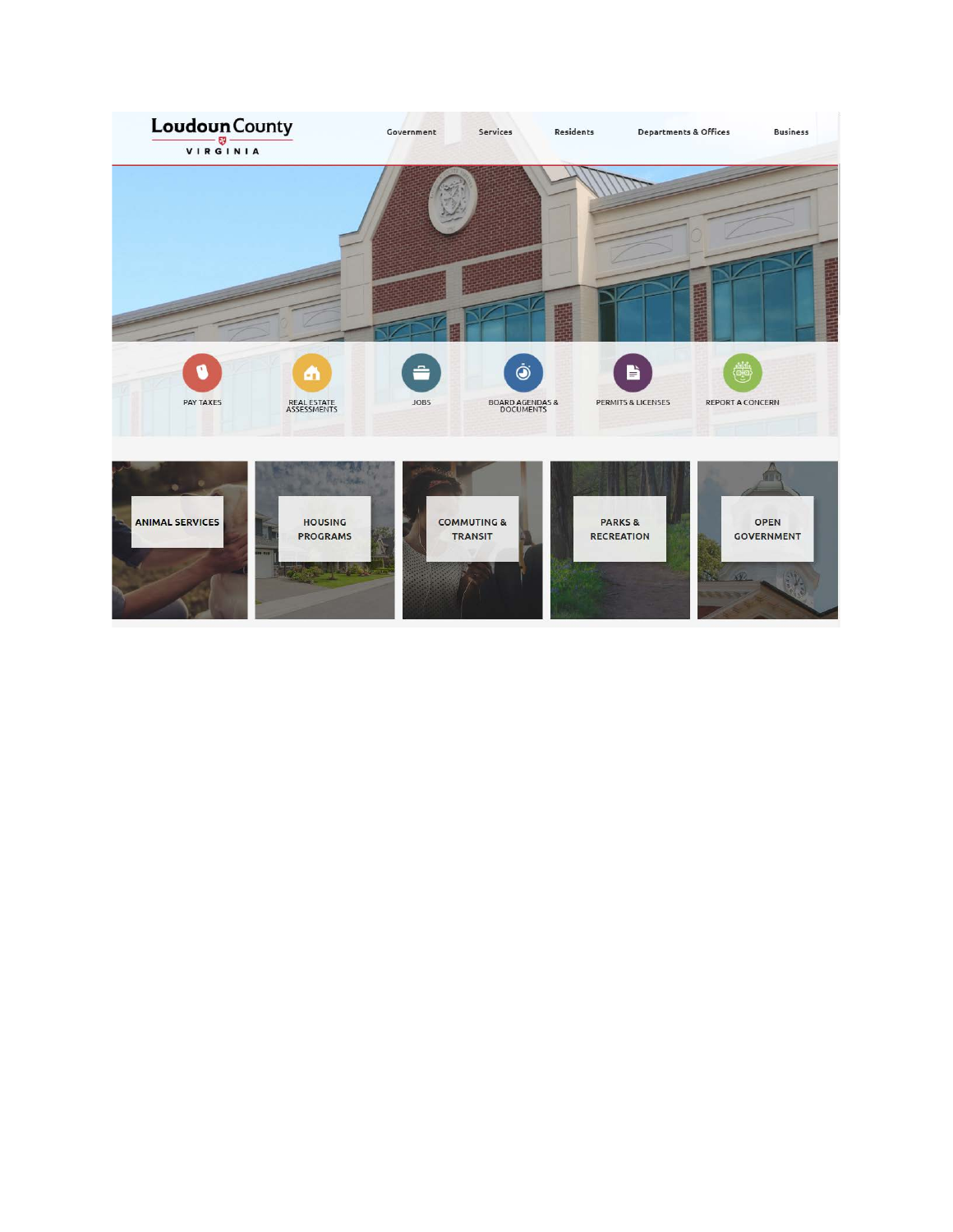Loudoun County
VIRGINIA

Government Services Residents Departments & Offices Business

PAY TAXES

REAL ESTATE ASSESSMENTS

JOBS

BOARD AGENDAS & DOCUMENTS

PERMITS & LICENSES

REPORT A CONCERN

ANIMAL SERVICES

HOUSING PROGRAMS

COMMUTING & TRANSIT

PARKS & RECREATION

OPEN GOVERNMENT